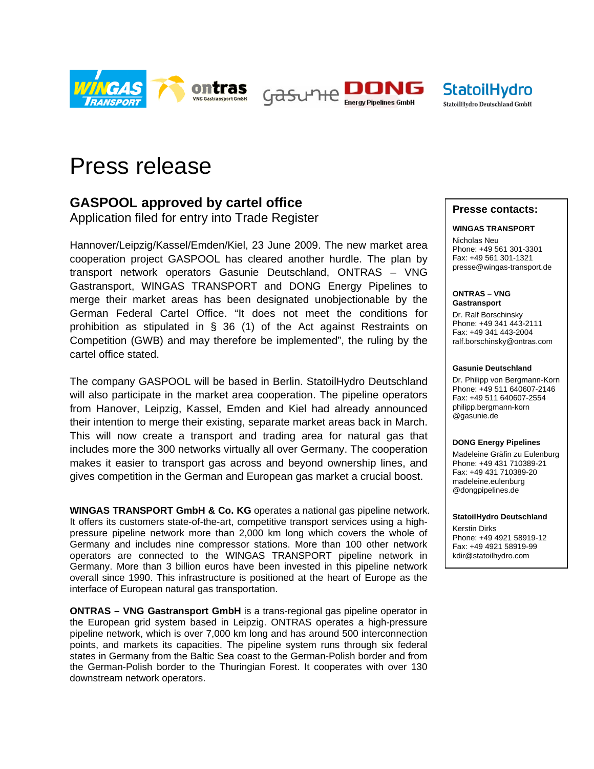# Press release

## GASPOOL approved by cartel office

Application filed for entry into Trade Register

Hannover/Leipzig/Kassel/Emden/Kiel, 23 June 2009. The new market area cooperation project GASPOOL has cleared another hurdle. The plan by transport network operators Gasunie Deutschland, ONTRAS – VNG Gastransport, WINGAS TRANSPORT and DONG Energy Pipelines to merge their market areas has been designated unobjectionable by the German Federal Cartel Office. "It does not meet the conditions for prohibition as stipulated in § 36 (1) of the Act against Restraints on Competition (GWB) and may therefore be implemented", the ruling by the cartel office stated.

The company GASPOOL will be based in Berlin. StatoilHydro Deutschland will also participate in the market area cooperation. The pipeline operators from Hanover, Leipzig, Kassel, Emden and Kiel had already announced their intention to merge their existing, separate market areas back in March. This will now create a transport and trading area for natural gas that includes more the 300 networks virtually all over Germany. The cooperation makes it easier to transport gas across and beyond ownership lines, and gives competition in the German and European gas market a crucial boost.

**WINGAS TRANSPORT GmbH & Co. KG** operates a national gas pipeline network. It offers its customers state-of-the-art, competitive transport services using a high-pressure pipeline network more than 2,000 km long which covers the whole of Germany and includes nine compressor stations. More than 100 other network operators are connected to the WINGAS TRANSPORT pipeline network in Germany. More than 3 billion euros have been invested in this pipeline network overall since 1990. This infrastructure is positioned at the heart of Europe as the interface of European natural gas transportation.

**ONTRAS – VNG Gastransport GmbH** is a trans-regional gas pipeline operator in the European grid system based in Leipzig. ONTRAS operates a high-pressure pipeline network, which is over 7,000 km long and has around 500 interconnection points, and markets its capacities. The pipeline system runs through six federal states in Germany from the Baltic Sea coast to the German-Polish border and from the German-Polish border to the Thuringian Forest. It cooperates with over 130 downstream network operators.

### Presse contacts:

**WINGAS TRANSPORT**
Nicholas Neu
Phone: +49 561 301-3301
Fax: +49 561 301-1321
presse@wingas-transport.de

**ONTRAS – VNG Gastransport**
Dr. Ralf Borschinsky
Phone: +49 341 443-2111
Fax: +49 341 443-2004
ralf.borschinsky@ontras.com

**Gasunie Deutschland**
Dr. Philipp von Bergmann-Korn
Phone: +49 511 640607-2146
Fax: +49 511 640607-2554
philipp.bergmann-korn@gasunie.de

**DONG Energy Pipelines**
Madeleine Gräfin zu Eulenburg
Phone: +49 431 710389-21
Fax: +49 431 710389-20
madeleine.eulenburg@dongpipelines.de

**StatoilHydro Deutschland**
Kerstin Dirks
Phone: +49 4921 58919-12
Fax: +49 4921 58919-99
kdir@statoilhydro.com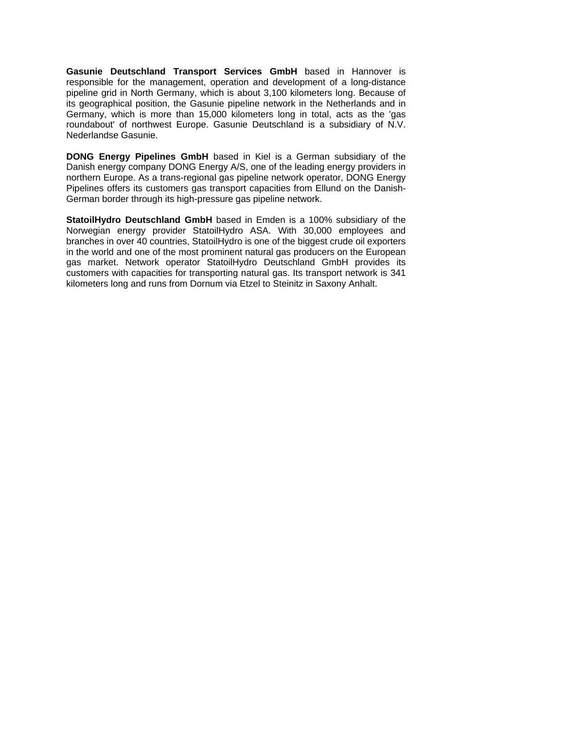**Gasunie Deutschland Transport Services GmbH** based in Hannover is responsible for the management, operation and development of a long-distance pipeline grid in North Germany, which is about 3,100 kilometers long. Because of its geographical position, the Gasunie pipeline network in the Netherlands and in Germany, which is more than 15,000 kilometers long in total, acts as the 'gas roundabout' of northwest Europe. Gasunie Deutschland is a subsidiary of N.V. Nederlandse Gasunie.

**DONG Energy Pipelines GmbH** based in Kiel is a German subsidiary of the Danish energy company DONG Energy A/S, one of the leading energy providers in northern Europe. As a trans-regional gas pipeline network operator, DONG Energy Pipelines offers its customers gas transport capacities from Ellund on the Danish-German border through its high-pressure gas pipeline network.

**StatoilHydro Deutschland GmbH** based in Emden is a 100% subsidiary of the Norwegian energy provider StatoilHydro ASA. With 30,000 employees and branches in over 40 countries, StatoilHydro is one of the biggest crude oil exporters in the world and one of the most prominent natural gas producers on the European gas market. Network operator StatoilHydro Deutschland GmbH provides its customers with capacities for transporting natural gas. Its transport network is 341 kilometers long and runs from Dornum via Etzel to Steinitz in Saxony Anhalt.